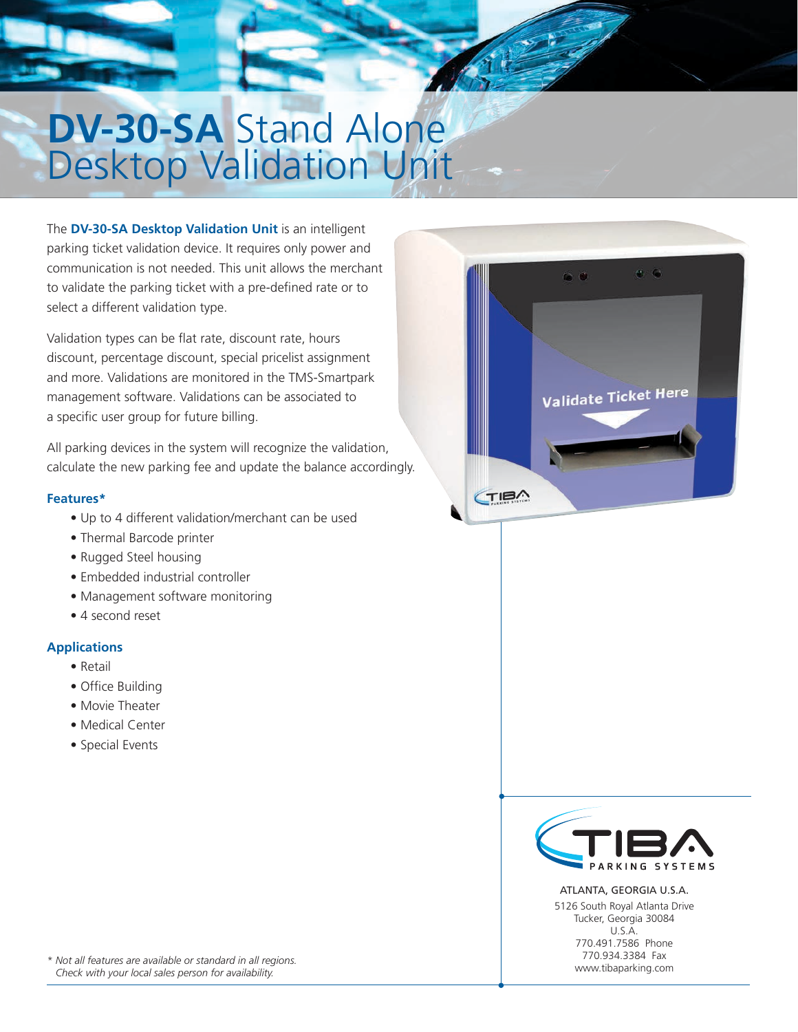# **DV-30-SA** Stand Alone Desktop Validation Unit

The **DV-30-SA Desktop Validation Unit** is an intelligent parking ticket validation device. It requires only power and communication is not needed. This unit allows the merchant to validate the parking ticket with a pre-defined rate or to select a different validation type.

Validation types can be flat rate, discount rate, hours discount, percentage discount, special pricelist assignment and more. Validations are monitored in the TMS-Smartpark management software. Validations can be associated to a specific user group for future billing.

All parking devices in the system will recognize the validation, calculate the new parking fee and update the balance accordingly.

### Features*

- Up to 4 different validation/merchant can be used
- Thermal Barcode printer
- Rugged Steel housing
- Embedded industrial controller
- Management software monitoring
- 4 second reset

### Applications

- Retail
- Office Building
- Movie Theater
- Medical Center
- Special Events

*\* Not all features are available or standard in all regions. Check with your local sales person for availability.*

TIBA PARKING SYSTEMS

ATLANTA, GEORGIA U.S.A.
5126 South Royal Atlanta Drive
Tucker, Georgia 30084
U.S.A.
770.491.7586 Phone
770.934.3384 Fax
www.tibaparking.com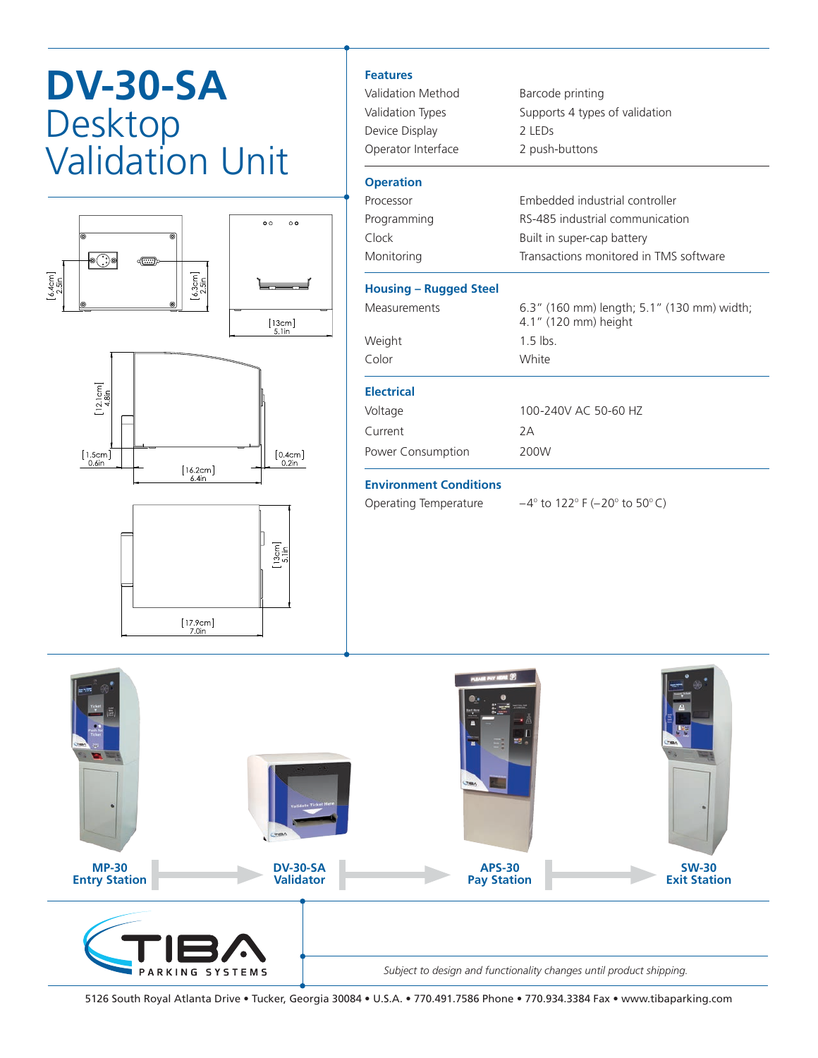# DV-30-SA Desktop Validation Unit

[6.4cm] 2.5in

[6.3cm] 2.5in

[13cm] 5.1in

[12.1cm] 4.8in

[1.5cm] 0.6in

[16.2cm] 6.4in

[0.4cm] 0.2in

[13cm] 5.1in

[17.9cm] 7.0in

### Features

| | |
|---|---|
| Validation Method | Barcode printing |
| Validation Types | Supports 4 types of validation |
| Device Display | 2 LEDs |
| Operator Interface | 2 push-buttons |

### Operation

| | |
|---|---|
| Processor | Embedded industrial controller |
| Programming | RS-485 industrial communication |
| Clock | Built in super-cap battery |
| Monitoring | Transactions monitored in TMS software |

### Housing – Rugged Steel

| | |
|---|---|
| Measurements | 6.3" (160 mm) length; 5.1" (130 mm) width; 4.1" (120 mm) height |
| Weight | 1.5 lbs. |
| Color | White |

### Electrical

| | |
|---|---|
| Voltage | 100-240V AC 50-60 HZ |
| Current | 2A |
| Power Consumption | 200W |

### Environment Conditions

| | |
|---|---|
| Operating Temperature | –4° to 122° F (–20° to 50° C) |

**MP-30** Entry Station → **DV-30-SA** Validator → **APS-30** Pay Station → **SW-30** Exit Station

TIBA PARKING SYSTEMS

*Subject to design and functionality changes until product shipping.*

5126 South Royal Atlanta Drive • Tucker, Georgia 30084 • U.S.A. • 770.491.7586 Phone • 770.934.3384 Fax • www.tibaparking.com